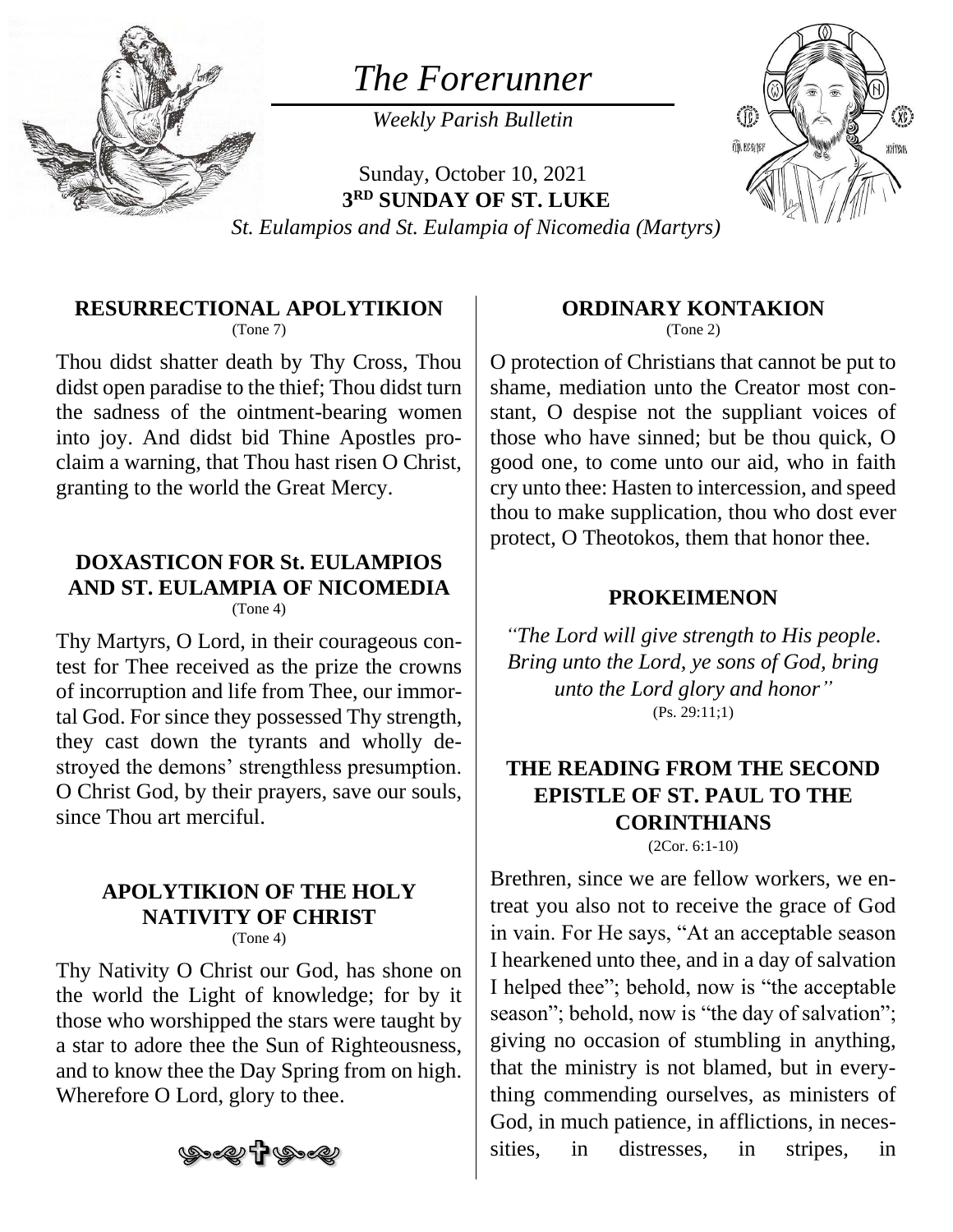# The Forerunner

*Weekly Parish Bulletin*

Sunday, October 10, 2021
**3RD SUNDAY OF ST. LUKE**
*St. Eulampios and St. Eulampia of Nicomedia (Martyrs)*

### RESURRECTIONAL APOLYTIKION
(Tone 7)

Thou didst shatter death by Thy Cross, Thou didst open paradise to the thief; Thou didst turn the sadness of the ointment-bearing women into joy. And didst bid Thine Apostles proclaim a warning, that Thou hast risen O Christ, granting to the world the Great Mercy.

### DOXASTICON FOR St. EULAMPIOS AND ST. EULAMPIA OF NICOMEDIA
(Tone 4)

Thy Martyrs, O Lord, in their courageous contest for Thee received as the prize the crowns of incorruption and life from Thee, our immortal God. For since they possessed Thy strength, they cast down the tyrants and wholly destroyed the demons' strengthless presumption. O Christ God, by their prayers, save our souls, since Thou art merciful.

### APOLYTIKION OF THE HOLY NATIVITY OF CHRIST
(Tone 4)

Thy Nativity O Christ our God, has shone on the world the Light of knowledge; for by it those who worshipped the stars were taught by a star to adore thee the Sun of Righteousness, and to know thee the Day Spring from on high. Wherefore O Lord, glory to thee.

### ORDINARY KONTAKION
(Tone 2)

O protection of Christians that cannot be put to shame, mediation unto the Creator most constant, O despise not the suppliant voices of those who have sinned; but be thou quick, O good one, to come unto our aid, who in faith cry unto thee: Hasten to intercession, and speed thou to make supplication, thou who dost ever protect, O Theotokos, them that honor thee.

### PROKEIMENON

*"The Lord will give strength to His people. Bring unto the Lord, ye sons of God, bring unto the Lord glory and honor"*
(Ps. 29:11;1)

### THE READING FROM THE SECOND EPISTLE OF ST. PAUL TO THE CORINTHIANS
(2Cor. 6:1-10)

Brethren, since we are fellow workers, we entreat you also not to receive the grace of God in vain. For He says, "At an acceptable season I hearkened unto thee, and in a day of salvation I helped thee"; behold, now is "the acceptable season"; behold, now is "the day of salvation"; giving no occasion of stumbling in anything, that the ministry is not blamed, but in everything commending ourselves, as ministers of God, in much patience, in afflictions, in necessities, in distresses, in stripes, in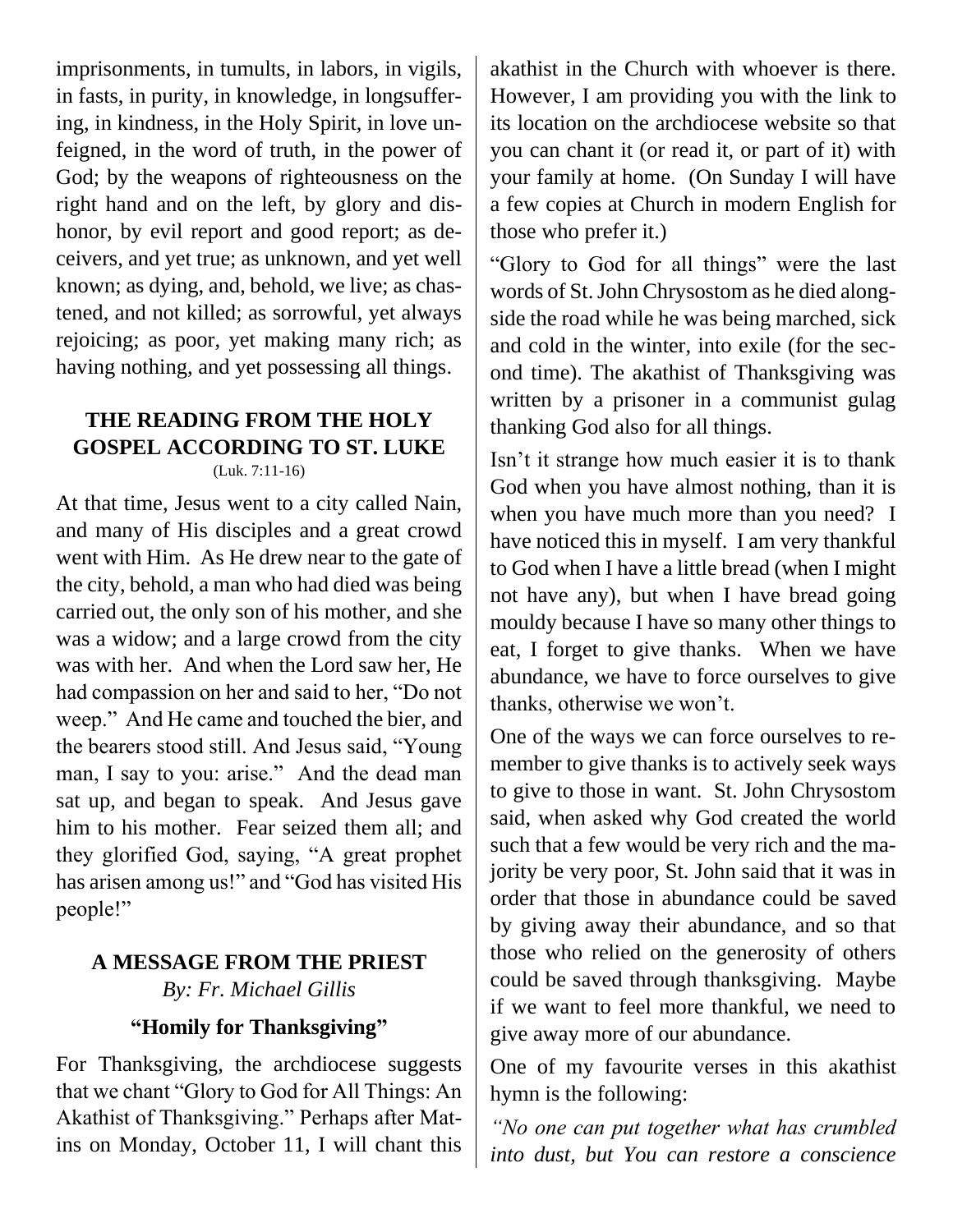imprisonments, in tumults, in labors, in vigils, in fasts, in purity, in knowledge, in longsuffering, in kindness, in the Holy Spirit, in love unfeigned, in the word of truth, in the power of God; by the weapons of righteousness on the right hand and on the left, by glory and dishonor, by evil report and good report; as deceivers, and yet true; as unknown, and yet well known; as dying, and, behold, we live; as chastened, and not killed; as sorrowful, yet always rejoicing; as poor, yet making many rich; as having nothing, and yet possessing all things.

## THE READING FROM THE HOLY GOSPEL ACCORDING TO ST. LUKE

(Luk. 7:11-16)

At that time, Jesus went to a city called Nain, and many of His disciples and a great crowd went with Him. As He drew near to the gate of the city, behold, a man who had died was being carried out, the only son of his mother, and she was a widow; and a large crowd from the city was with her. And when the Lord saw her, He had compassion on her and said to her, "Do not weep." And He came and touched the bier, and the bearers stood still. And Jesus said, "Young man, I say to you: arise." And the dead man sat up, and began to speak. And Jesus gave him to his mother. Fear seized them all; and they glorified God, saying, "A great prophet has arisen among us!" and "God has visited His people!"

## A MESSAGE FROM THE PRIEST

*By: Fr. Michael Gillis*

### "Homily for Thanksgiving"

For Thanksgiving, the archdiocese suggests that we chant "Glory to God for All Things: An Akathist of Thanksgiving." Perhaps after Matins on Monday, October 11, I will chant this akathist in the Church with whoever is there. However, I am providing you with the link to its location on the archdiocese website so that you can chant it (or read it, or part of it) with your family at home. (On Sunday I will have a few copies at Church in modern English for those who prefer it.)

"Glory to God for all things" were the last words of St. John Chrysostom as he died alongside the road while he was being marched, sick and cold in the winter, into exile (for the second time). The akathist of Thanksgiving was written by a prisoner in a communist gulag thanking God also for all things.

Isn't it strange how much easier it is to thank God when you have almost nothing, than it is when you have much more than you need? I have noticed this in myself. I am very thankful to God when I have a little bread (when I might not have any), but when I have bread going mouldy because I have so many other things to eat, I forget to give thanks. When we have abundance, we have to force ourselves to give thanks, otherwise we won't.

One of the ways we can force ourselves to remember to give thanks is to actively seek ways to give to those in want. St. John Chrysostom said, when asked why God created the world such that a few would be very rich and the majority be very poor, St. John said that it was in order that those in abundance could be saved by giving away their abundance, and so that those who relied on the generosity of others could be saved through thanksgiving. Maybe if we want to feel more thankful, we need to give away more of our abundance.

One of my favourite verses in this akathist hymn is the following:

*"No one can put together what has crumbled into dust, but You can restore a conscience*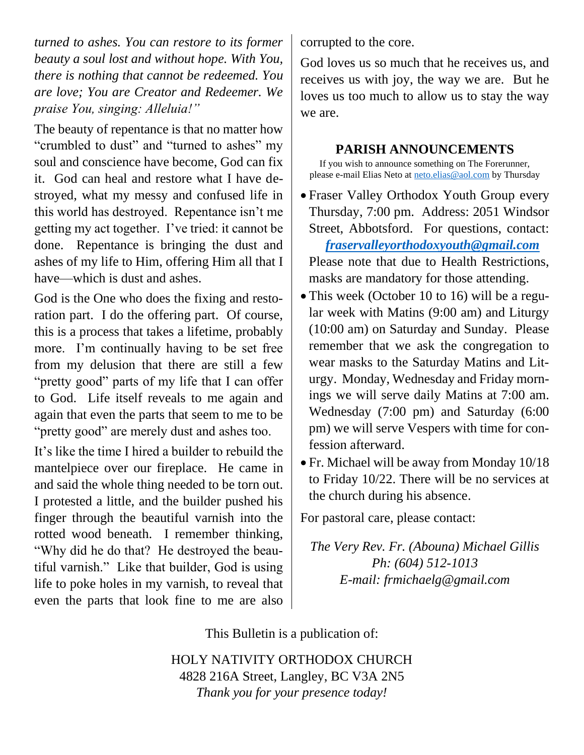*turned to ashes. You can restore to its former beauty a soul lost and without hope. With You, there is nothing that cannot be redeemed. You are love; You are Creator and Redeemer. We praise You, singing: Alleluia!"*

The beauty of repentance is that no matter how "crumbled to dust" and "turned to ashes" my soul and conscience have become, God can fix it. God can heal and restore what I have destroyed, what my messy and confused life in this world has destroyed. Repentance isn't me getting my act together. I've tried: it cannot be done. Repentance is bringing the dust and ashes of my life to Him, offering Him all that I have—which is dust and ashes.

God is the One who does the fixing and restoration part. I do the offering part. Of course, this is a process that takes a lifetime, probably more. I'm continually having to be set free from my delusion that there are still a few "pretty good" parts of my life that I can offer to God. Life itself reveals to me again and again that even the parts that seem to me to be "pretty good" are merely dust and ashes too.

It's like the time I hired a builder to rebuild the mantelpiece over our fireplace. He came in and said the whole thing needed to be torn out. I protested a little, and the builder pushed his finger through the beautiful varnish into the rotted wood beneath. I remember thinking, "Why did he do that? He destroyed the beautiful varnish." Like that builder, God is using life to poke holes in my varnish, to reveal that even the parts that look fine to me are also corrupted to the core.

God loves us so much that he receives us, and receives us with joy, the way we are. But he loves us too much to allow us to stay the way we are.

## PARISH ANNOUNCEMENTS

If you wish to announce something on The Forerunner, please e-mail Elias Neto at neto.elias@aol.com by Thursday

- Fraser Valley Orthodox Youth Group every Thursday, 7:00 pm. Address: 2051 Windsor Street, Abbotsford. For questions, contact: ***fraservalleyorthodoxyouth@gmail.com*** Please note that due to Health Restrictions, masks are mandatory for those attending.
- This week (October 10 to 16) will be a regular week with Matins (9:00 am) and Liturgy (10:00 am) on Saturday and Sunday. Please remember that we ask the congregation to wear masks to the Saturday Matins and Liturgy. Monday, Wednesday and Friday mornings we will serve daily Matins at 7:00 am. Wednesday (7:00 pm) and Saturday (6:00 pm) we will serve Vespers with time for confession afterward.
- Fr. Michael will be away from Monday 10/18 to Friday 10/22. There will be no services at the church during his absence.

For pastoral care, please contact:

*The Very Rev. Fr. (Abouna) Michael Gillis*
*Ph: (604) 512-1013*
*E-mail: frmichaelg@gmail.com*

This Bulletin is a publication of:

HOLY NATIVITY ORTHODOX CHURCH
4828 216A Street, Langley, BC V3A 2N5
*Thank you for your presence today!*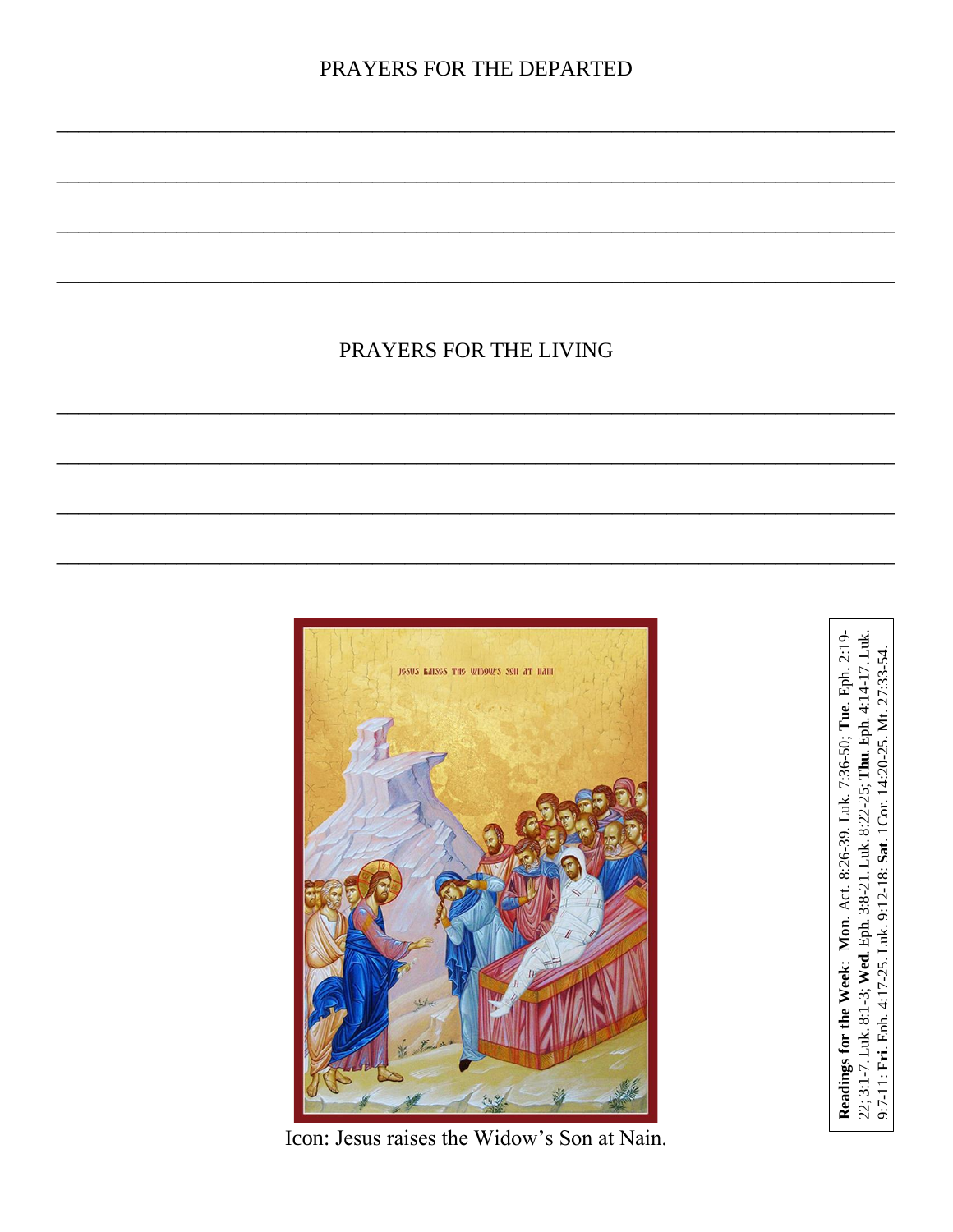PRAYERS FOR THE DEPARTED

\_\_\_\_\_\_\_\_\_\_\_\_\_\_\_\_\_\_\_\_\_\_\_\_\_\_\_\_\_\_\_\_\_\_\_\_\_\_\_\_\_\_\_\_\_\_\_\_\_\_\_\_\_\_\_\_\_\_\_\_\_\_\_\_\_\_\_\_\_\_

\_\_\_\_\_\_\_\_\_\_\_\_\_\_\_\_\_\_\_\_\_\_\_\_\_\_\_\_\_\_\_\_\_\_\_\_\_\_\_\_\_\_\_\_\_\_\_\_\_\_\_\_\_\_\_\_\_\_\_\_\_\_\_\_\_\_\_\_\_\_

\_\_\_\_\_\_\_\_\_\_\_\_\_\_\_\_\_\_\_\_\_\_\_\_\_\_\_\_\_\_\_\_\_\_\_\_\_\_\_\_\_\_\_\_\_\_\_\_\_\_\_\_\_\_\_\_\_\_\_\_\_\_\_\_\_\_\_\_\_\_

\_\_\_\_\_\_\_\_\_\_\_\_\_\_\_\_\_\_\_\_\_\_\_\_\_\_\_\_\_\_\_\_\_\_\_\_\_\_\_\_\_\_\_\_\_\_\_\_\_\_\_\_\_\_\_\_\_\_\_\_\_\_\_\_\_\_\_\_\_\_

PRAYERS FOR THE LIVING

\_\_\_\_\_\_\_\_\_\_\_\_\_\_\_\_\_\_\_\_\_\_\_\_\_\_\_\_\_\_\_\_\_\_\_\_\_\_\_\_\_\_\_\_\_\_\_\_\_\_\_\_\_\_\_\_\_\_\_\_\_\_\_\_\_\_\_\_\_\_

\_\_\_\_\_\_\_\_\_\_\_\_\_\_\_\_\_\_\_\_\_\_\_\_\_\_\_\_\_\_\_\_\_\_\_\_\_\_\_\_\_\_\_\_\_\_\_\_\_\_\_\_\_\_\_\_\_\_\_\_\_\_\_\_\_\_\_\_\_\_

\_\_\_\_\_\_\_\_\_\_\_\_\_\_\_\_\_\_\_\_\_\_\_\_\_\_\_\_\_\_\_\_\_\_\_\_\_\_\_\_\_\_\_\_\_\_\_\_\_\_\_\_\_\_\_\_\_\_\_\_\_\_\_\_\_\_\_\_\_\_

\_\_\_\_\_\_\_\_\_\_\_\_\_\_\_\_\_\_\_\_\_\_\_\_\_\_\_\_\_\_\_\_\_\_\_\_\_\_\_\_\_\_\_\_\_\_\_\_\_\_\_\_\_\_\_\_\_\_\_\_\_\_\_\_\_\_\_\_\_\_

Icon: Jesus raises the Widow's Son at Nain.

**Readings for the Week: Mon**. Act. 8:26-39. Luk. 7:36-50; **Tue**. Eph. 2:19-22; 3:1-7. Luk. 8:1-3; **Wed**. Eph. 3:8-21. Luk. 8:22-25; **Thu**. Eph. 4:14-17. Luk. 9:7-11; **Fri**. Eph. 4:17-25. Luk. 9:12-18; **Sat**. 1Cor. 14:20-25. Mt. 27:33-54.